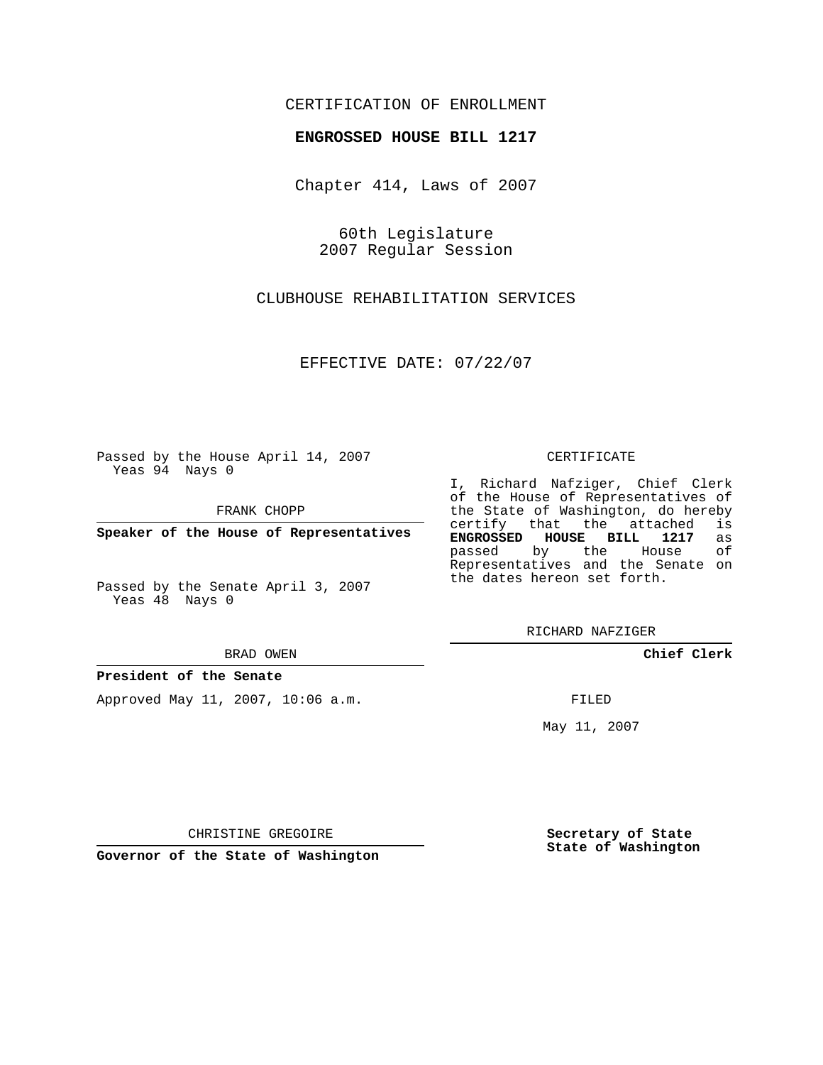CERTIFICATION OF ENROLLMENT

**ENGROSSED HOUSE BILL 1217**

Chapter 414, Laws of 2007

60th Legislature
2007 Regular Session

CLUBHOUSE REHABILITATION SERVICES

EFFECTIVE DATE: 07/22/07

Passed by the House April 14, 2007
Yeas 94 Nays 0

FRANK CHOPP

**Speaker of the House of Representatives**

Passed by the Senate April 3, 2007
Yeas 48 Nays 0

BRAD OWEN

**President of the Senate**

Approved May 11, 2007, 10:06 a.m.

CHRISTINE GREGOIRE

**Governor of the State of Washington**

CERTIFICATE

I, Richard Nafziger, Chief Clerk of the House of Representatives of the State of Washington, do hereby certify that the attached is **ENGROSSED HOUSE BILL 1217** as passed by the House of Representatives and the Senate on the dates hereon set forth.

RICHARD NAFZIGER

**Chief Clerk**

FILED

May 11, 2007

**Secretary of State**
**State of Washington**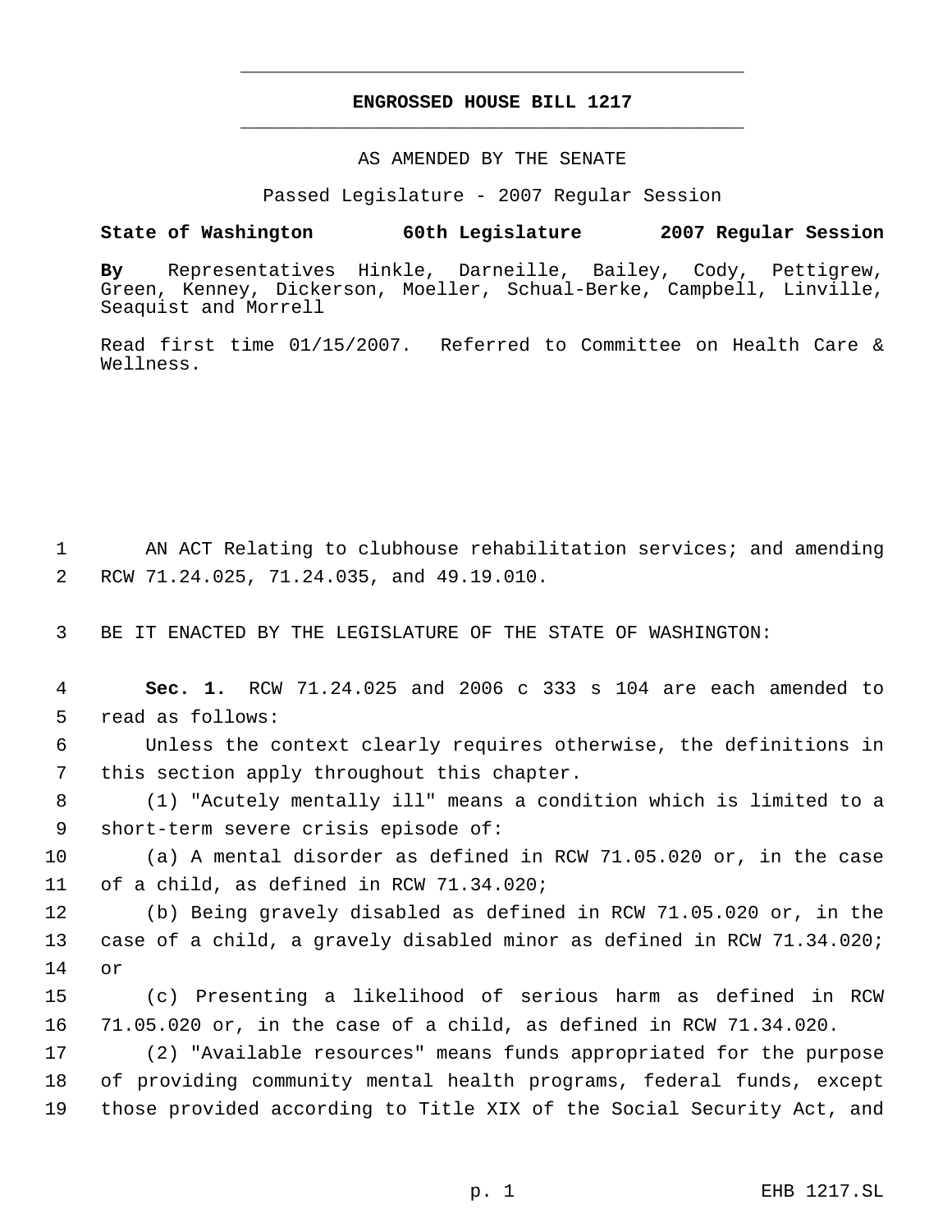# ENGROSSED HOUSE BILL 1217

AS AMENDED BY THE SENATE

Passed Legislature - 2007 Regular Session

**State of Washington 60th Legislature 2007 Regular Session**

**By** Representatives Hinkle, Darneille, Bailey, Cody, Pettigrew, Green, Kenney, Dickerson, Moeller, Schual-Berke, Campbell, Linville, Seaquist and Morrell

Read first time 01/15/2007. Referred to Committee on Health Care & Wellness.

AN ACT Relating to clubhouse rehabilitation services; and amending RCW 71.24.025, 71.24.035, and 49.19.010.

BE IT ENACTED BY THE LEGISLATURE OF THE STATE OF WASHINGTON:

**Sec. 1.** RCW 71.24.025 and 2006 c 333 s 104 are each amended to read as follows:

Unless the context clearly requires otherwise, the definitions in this section apply throughout this chapter.

(1) "Acutely mentally ill" means a condition which is limited to a short-term severe crisis episode of:

(a) A mental disorder as defined in RCW 71.05.020 or, in the case of a child, as defined in RCW 71.34.020;

(b) Being gravely disabled as defined in RCW 71.05.020 or, in the case of a child, a gravely disabled minor as defined in RCW 71.34.020; or

(c) Presenting a likelihood of serious harm as defined in RCW 71.05.020 or, in the case of a child, as defined in RCW 71.34.020.

(2) "Available resources" means funds appropriated for the purpose of providing community mental health programs, federal funds, except those provided according to Title XIX of the Social Security Act, and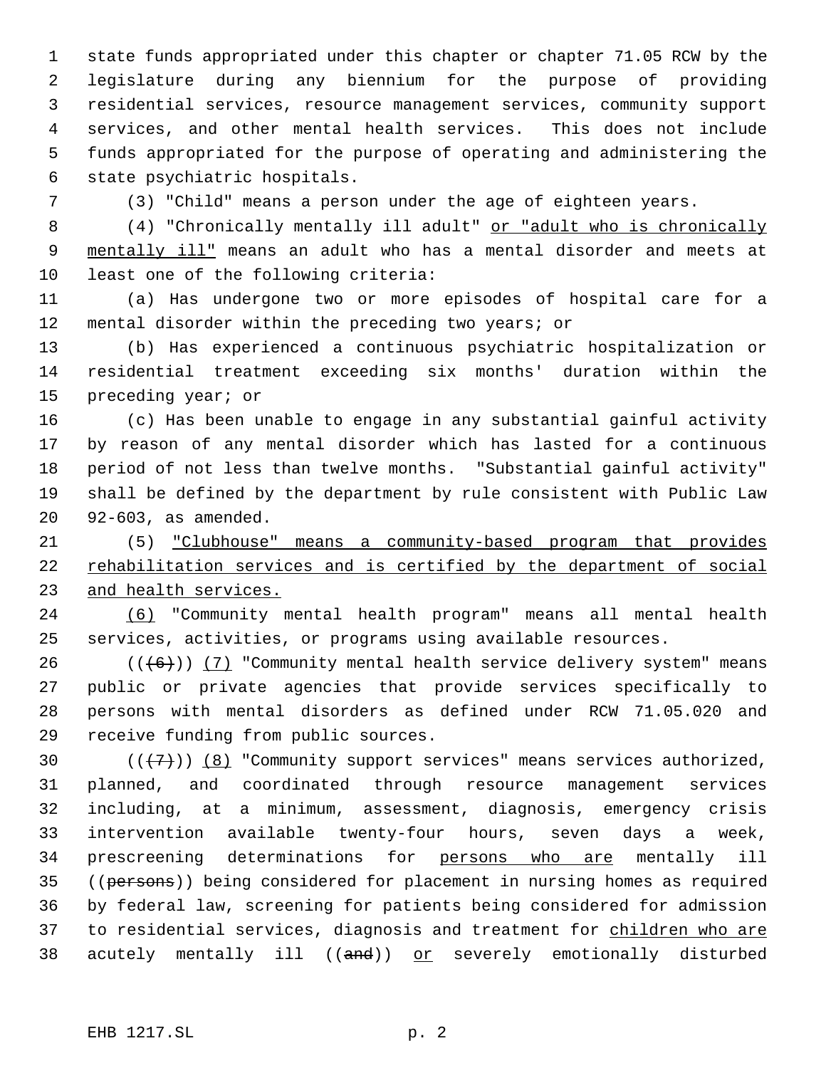state funds appropriated under this chapter or chapter 71.05 RCW by the legislature during any biennium for the purpose of providing residential services, resource management services, community support services, and other mental health services. This does not include funds appropriated for the purpose of operating and administering the state psychiatric hospitals.

(3) "Child" means a person under the age of eighteen years.

(4) "Chronically mentally ill adult" or "adult who is chronically mentally ill" means an adult who has a mental disorder and meets at least one of the following criteria:

(a) Has undergone two or more episodes of hospital care for a mental disorder within the preceding two years; or

(b) Has experienced a continuous psychiatric hospitalization or residential treatment exceeding six months' duration within the preceding year; or

(c) Has been unable to engage in any substantial gainful activity by reason of any mental disorder which has lasted for a continuous period of not less than twelve months. "Substantial gainful activity" shall be defined by the department by rule consistent with Public Law 92-603, as amended.

(5) "Clubhouse" means a community-based program that provides rehabilitation services and is certified by the department of social and health services.

(6) "Community mental health program" means all mental health services, activities, or programs using available resources.

(((6))) (7) "Community mental health service delivery system" means public or private agencies that provide services specifically to persons with mental disorders as defined under RCW 71.05.020 and receive funding from public sources.

(((7))) (8) "Community support services" means services authorized, planned, and coordinated through resource management services including, at a minimum, assessment, diagnosis, emergency crisis intervention available twenty-four hours, seven days a week, prescreening determinations for persons who are mentally ill ((persons)) being considered for placement in nursing homes as required by federal law, screening for patients being considered for admission to residential services, diagnosis and treatment for children who are acutely mentally ill ((and)) or severely emotionally disturbed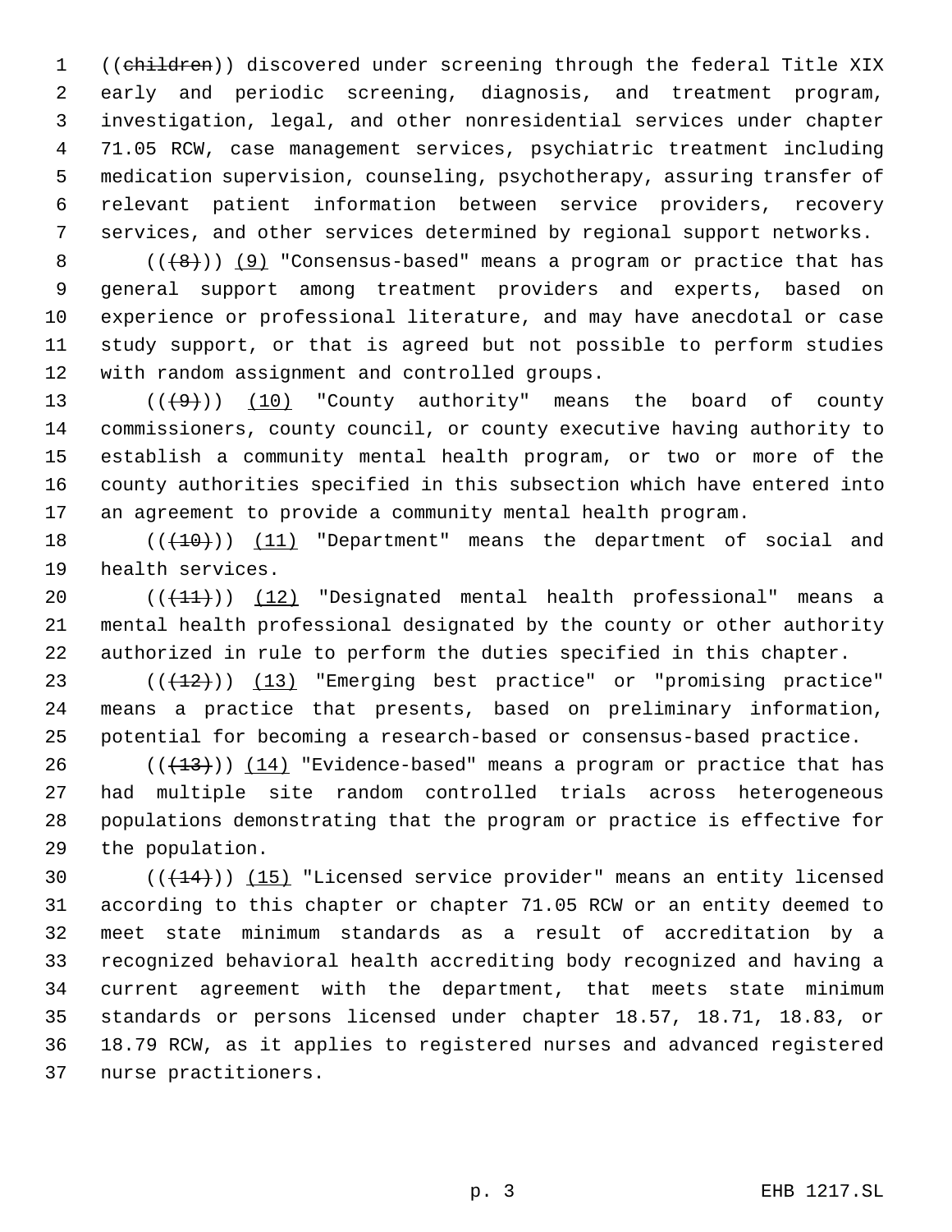((~~children~~)) discovered under screening through the federal Title XIX early and periodic screening, diagnosis, and treatment program, investigation, legal, and other nonresidential services under chapter 71.05 RCW, case management services, psychiatric treatment including medication supervision, counseling, psychotherapy, assuring transfer of relevant patient information between service providers, recovery services, and other services determined by regional support networks.

((~~(8)~~)) <u>(9)</u> "Consensus-based" means a program or practice that has general support among treatment providers and experts, based on experience or professional literature, and may have anecdotal or case study support, or that is agreed but not possible to perform studies with random assignment and controlled groups.

((~~(9)~~)) <u>(10)</u> "County authority" means the board of county commissioners, county council, or county executive having authority to establish a community mental health program, or two or more of the county authorities specified in this subsection which have entered into an agreement to provide a community mental health program.

((~~(10)~~)) <u>(11)</u> "Department" means the department of social and health services.

((~~(11)~~)) <u>(12)</u> "Designated mental health professional" means a mental health professional designated by the county or other authority authorized in rule to perform the duties specified in this chapter.

((~~(12)~~)) <u>(13)</u> "Emerging best practice" or "promising practice" means a practice that presents, based on preliminary information, potential for becoming a research-based or consensus-based practice.

((~~(13)~~)) <u>(14)</u> "Evidence-based" means a program or practice that has had multiple site random controlled trials across heterogeneous populations demonstrating that the program or practice is effective for the population.

((~~(14)~~)) <u>(15)</u> "Licensed service provider" means an entity licensed according to this chapter or chapter 71.05 RCW or an entity deemed to meet state minimum standards as a result of accreditation by a recognized behavioral health accrediting body recognized and having a current agreement with the department, that meets state minimum standards or persons licensed under chapter 18.57, 18.71, 18.83, or 18.79 RCW, as it applies to registered nurses and advanced registered nurse practitioners.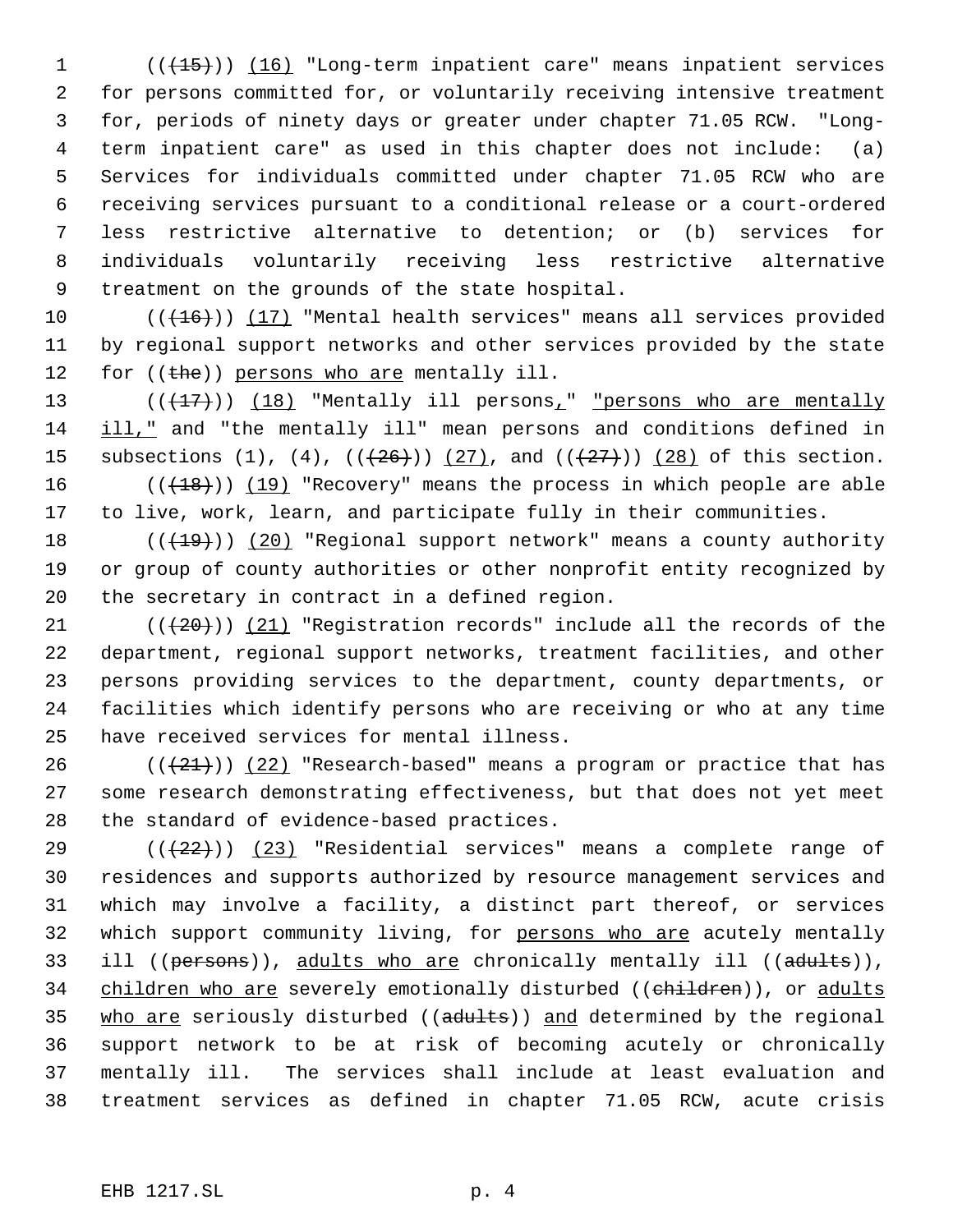(((15))) (16) "Long-term inpatient care" means inpatient services for persons committed for, or voluntarily receiving intensive treatment for, periods of ninety days or greater under chapter 71.05 RCW. "Long-term inpatient care" as used in this chapter does not include: (a) Services for individuals committed under chapter 71.05 RCW who are receiving services pursuant to a conditional release or a court-ordered less restrictive alternative to detention; or (b) services for individuals voluntarily receiving less restrictive alternative treatment on the grounds of the state hospital.

(((16))) (17) "Mental health services" means all services provided by regional support networks and other services provided by the state for ((the)) persons who are mentally ill.

(((17))) (18) "Mentally ill persons," "persons who are mentally ill," and "the mentally ill" mean persons and conditions defined in subsections (1), (4), (((26))) (27), and (((27))) (28) of this section.

(((18))) (19) "Recovery" means the process in which people are able to live, work, learn, and participate fully in their communities.

(((19))) (20) "Regional support network" means a county authority or group of county authorities or other nonprofit entity recognized by the secretary in contract in a defined region.

(((20))) (21) "Registration records" include all the records of the department, regional support networks, treatment facilities, and other persons providing services to the department, county departments, or facilities which identify persons who are receiving or who at any time have received services for mental illness.

(((21))) (22) "Research-based" means a program or practice that has some research demonstrating effectiveness, but that does not yet meet the standard of evidence-based practices.

(((22))) (23) "Residential services" means a complete range of residences and supports authorized by resource management services and which may involve a facility, a distinct part thereof, or services which support community living, for persons who are acutely mentally ill ((persons)), adults who are chronically mentally ill ((adults)), children who are severely emotionally disturbed ((children)), or adults who are seriously disturbed ((adults)) and determined by the regional support network to be at risk of becoming acutely or chronically mentally ill. The services shall include at least evaluation and treatment services as defined in chapter 71.05 RCW, acute crisis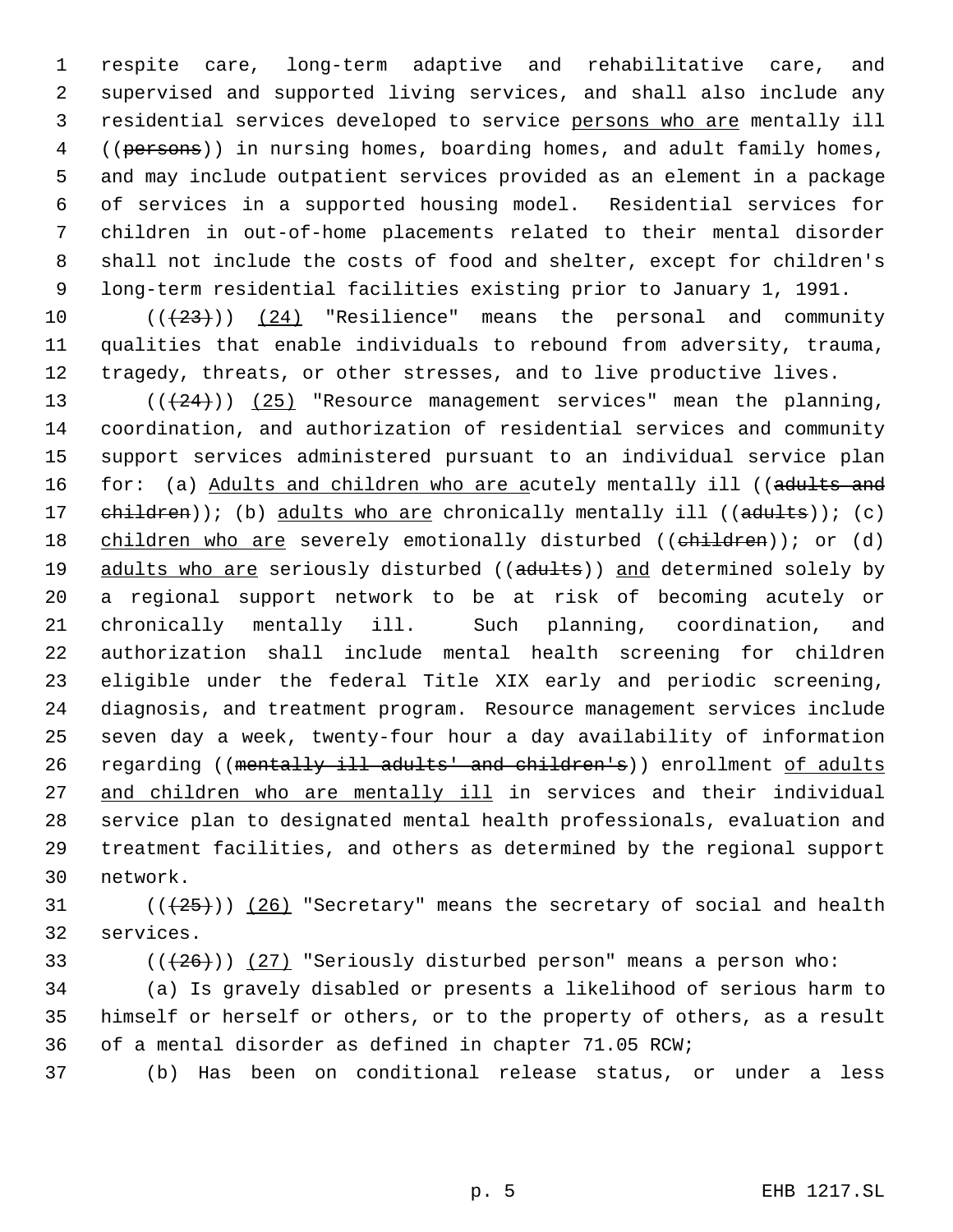respite care, long-term adaptive and rehabilitative care, and supervised and supported living services, and shall also include any residential services developed to service persons who are mentally ill ((~~persons~~)) in nursing homes, boarding homes, and adult family homes, and may include outpatient services provided as an element in a package of services in a supported housing model. Residential services for children in out-of-home placements related to their mental disorder shall not include the costs of food and shelter, except for children's long-term residential facilities existing prior to January 1, 1991.

((~~(23)~~)) (24) "Resilience" means the personal and community qualities that enable individuals to rebound from adversity, trauma, tragedy, threats, or other stresses, and to live productive lives.

((~~(24)~~)) (25) "Resource management services" mean the planning, coordination, and authorization of residential services and community support services administered pursuant to an individual service plan for: (a) Adults and children who are acutely mentally ill ((~~adults and children~~)); (b) adults who are chronically mentally ill ((~~adults~~)); (c) children who are severely emotionally disturbed ((~~children~~)); or (d) adults who are seriously disturbed ((~~adults~~)) and determined solely by a regional support network to be at risk of becoming acutely or chronically mentally ill. Such planning, coordination, and authorization shall include mental health screening for children eligible under the federal Title XIX early and periodic screening, diagnosis, and treatment program. Resource management services include seven day a week, twenty-four hour a day availability of information regarding ((~~mentally ill adults' and children's~~)) enrollment of adults and children who are mentally ill in services and their individual service plan to designated mental health professionals, evaluation and treatment facilities, and others as determined by the regional support network.

((~~(25)~~)) (26) "Secretary" means the secretary of social and health services.

((~~(26)~~)) (27) "Seriously disturbed person" means a person who:

(a) Is gravely disabled or presents a likelihood of serious harm to himself or herself or others, or to the property of others, as a result of a mental disorder as defined in chapter 71.05 RCW;

(b) Has been on conditional release status, or under a less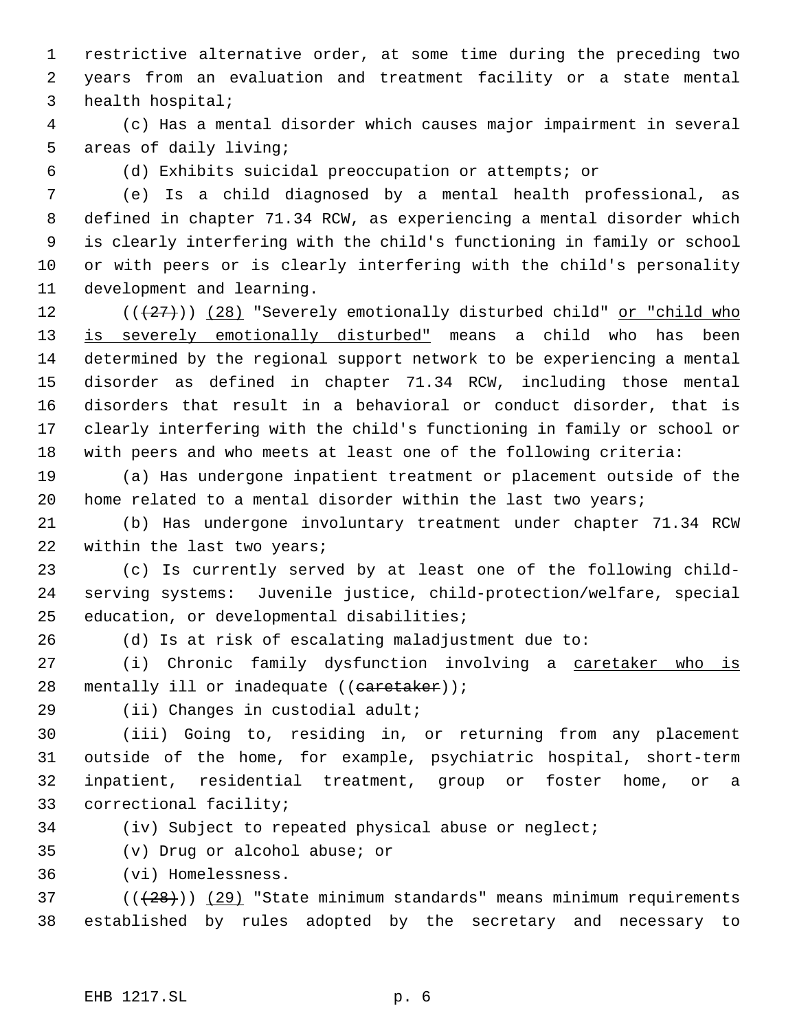restrictive alternative order, at some time during the preceding two years from an evaluation and treatment facility or a state mental health hospital;

(c) Has a mental disorder which causes major impairment in several areas of daily living;

(d) Exhibits suicidal preoccupation or attempts; or

(e) Is a child diagnosed by a mental health professional, as defined in chapter 71.34 RCW, as experiencing a mental disorder which is clearly interfering with the child's functioning in family or school or with peers or is clearly interfering with the child's personality development and learning.

(((27))) (28) "Severely emotionally disturbed child" or "child who is severely emotionally disturbed" means a child who has been determined by the regional support network to be experiencing a mental disorder as defined in chapter 71.34 RCW, including those mental disorders that result in a behavioral or conduct disorder, that is clearly interfering with the child's functioning in family or school or with peers and who meets at least one of the following criteria:

(a) Has undergone inpatient treatment or placement outside of the home related to a mental disorder within the last two years;

(b) Has undergone involuntary treatment under chapter 71.34 RCW within the last two years;

(c) Is currently served by at least one of the following child-serving systems: Juvenile justice, child-protection/welfare, special education, or developmental disabilities;

(d) Is at risk of escalating maladjustment due to:

(i) Chronic family dysfunction involving a caretaker who is mentally ill or inadequate ((caretaker));

(ii) Changes in custodial adult;

(iii) Going to, residing in, or returning from any placement outside of the home, for example, psychiatric hospital, short-term inpatient, residential treatment, group or foster home, or a correctional facility;

(iv) Subject to repeated physical abuse or neglect;

(v) Drug or alcohol abuse; or

(vi) Homelessness.

(((28))) (29) "State minimum standards" means minimum requirements established by rules adopted by the secretary and necessary to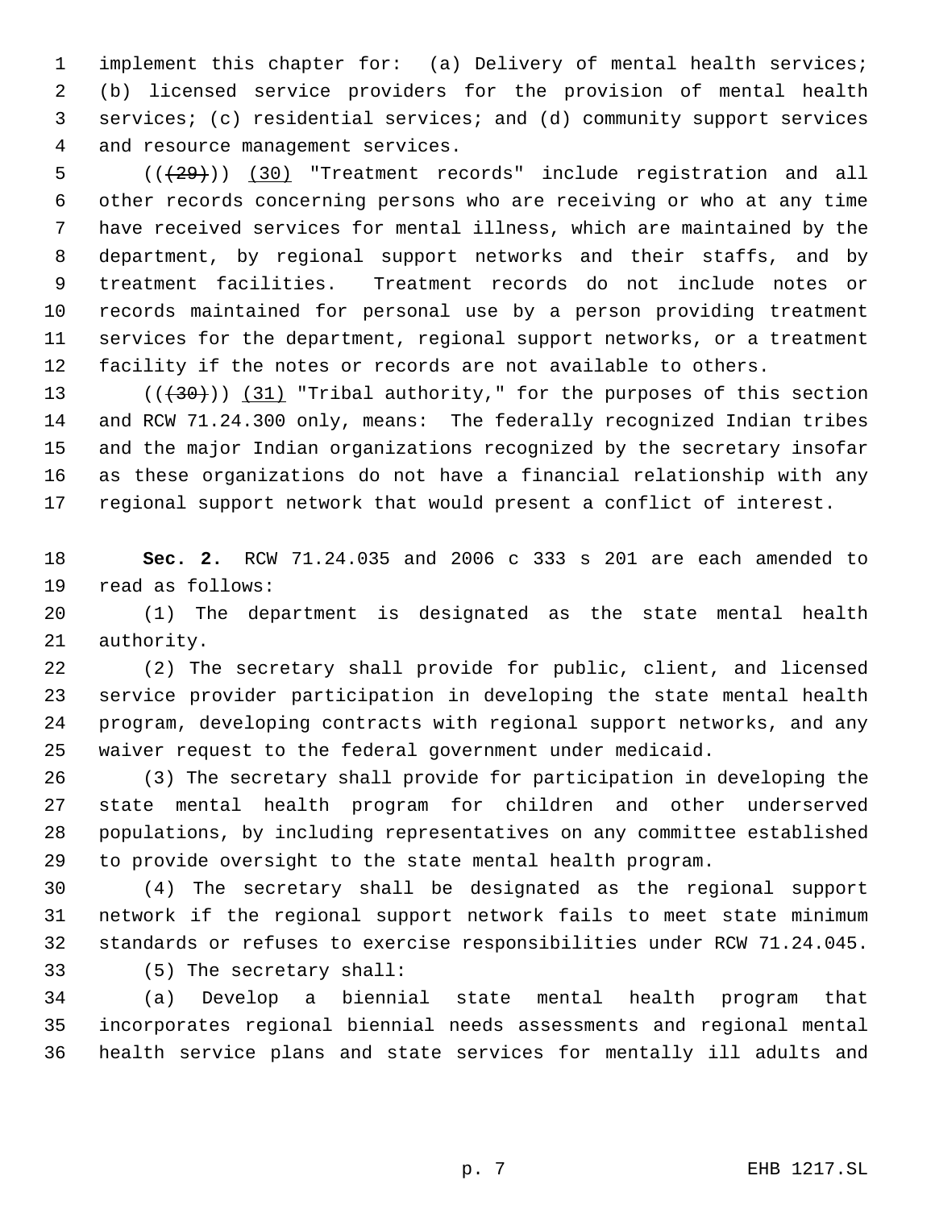implement this chapter for: (a) Delivery of mental health services; (b) licensed service providers for the provision of mental health services; (c) residential services; and (d) community support services and resource management services.

(((29))) (30) "Treatment records" include registration and all other records concerning persons who are receiving or who at any time have received services for mental illness, which are maintained by the department, by regional support networks and their staffs, and by treatment facilities. Treatment records do not include notes or records maintained for personal use by a person providing treatment services for the department, regional support networks, or a treatment facility if the notes or records are not available to others.

(((30))) (31) "Tribal authority," for the purposes of this section and RCW 71.24.300 only, means: The federally recognized Indian tribes and the major Indian organizations recognized by the secretary insofar as these organizations do not have a financial relationship with any regional support network that would present a conflict of interest.

**Sec. 2.** RCW 71.24.035 and 2006 c 333 s 201 are each amended to read as follows:

(1) The department is designated as the state mental health authority.

(2) The secretary shall provide for public, client, and licensed service provider participation in developing the state mental health program, developing contracts with regional support networks, and any waiver request to the federal government under medicaid.

(3) The secretary shall provide for participation in developing the state mental health program for children and other underserved populations, by including representatives on any committee established to provide oversight to the state mental health program.

(4) The secretary shall be designated as the regional support network if the regional support network fails to meet state minimum standards or refuses to exercise responsibilities under RCW 71.24.045.

(5) The secretary shall:

(a) Develop a biennial state mental health program that incorporates regional biennial needs assessments and regional mental health service plans and state services for mentally ill adults and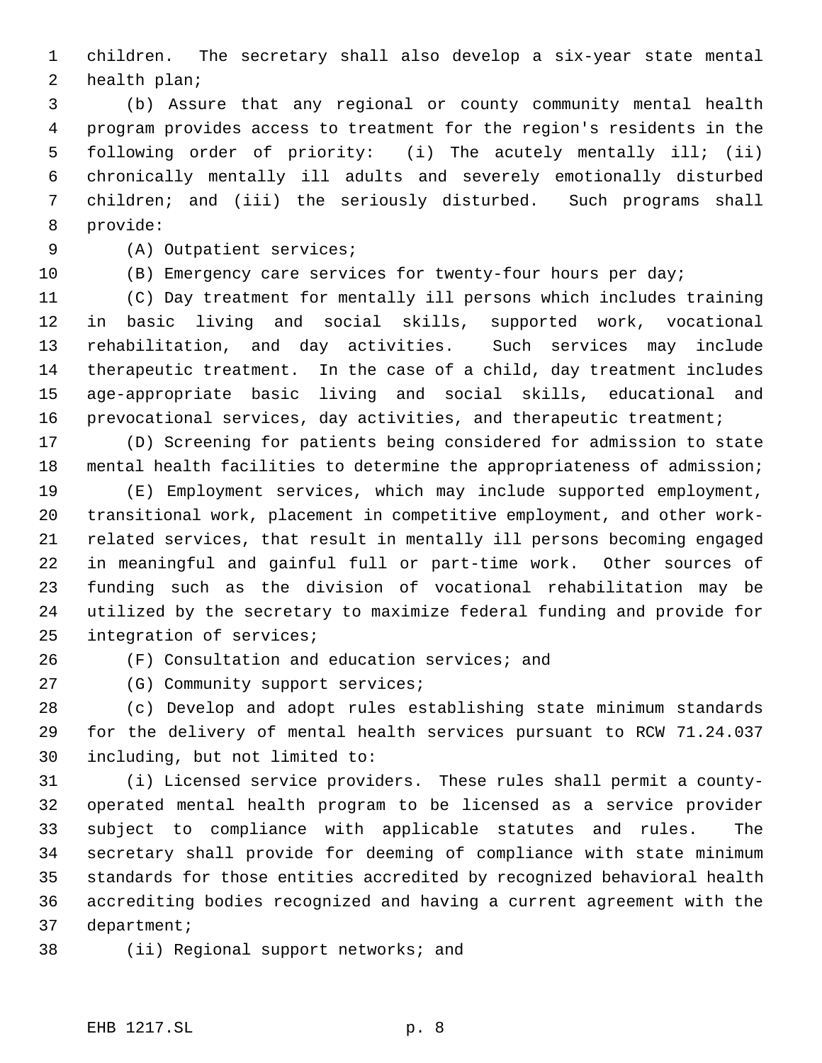children. The secretary shall also develop a six-year state mental health plan;

(b) Assure that any regional or county community mental health program provides access to treatment for the region's residents in the following order of priority: (i) The acutely mentally ill; (ii) chronically mentally ill adults and severely emotionally disturbed children; and (iii) the seriously disturbed. Such programs shall provide:

(A) Outpatient services;

(B) Emergency care services for twenty-four hours per day;

(C) Day treatment for mentally ill persons which includes training in basic living and social skills, supported work, vocational rehabilitation, and day activities. Such services may include therapeutic treatment. In the case of a child, day treatment includes age-appropriate basic living and social skills, educational and prevocational services, day activities, and therapeutic treatment;

(D) Screening for patients being considered for admission to state mental health facilities to determine the appropriateness of admission;

(E) Employment services, which may include supported employment, transitional work, placement in competitive employment, and other work-related services, that result in mentally ill persons becoming engaged in meaningful and gainful full or part-time work. Other sources of funding such as the division of vocational rehabilitation may be utilized by the secretary to maximize federal funding and provide for integration of services;

(F) Consultation and education services; and

(G) Community support services;

(c) Develop and adopt rules establishing state minimum standards for the delivery of mental health services pursuant to RCW 71.24.037 including, but not limited to:

(i) Licensed service providers. These rules shall permit a county-operated mental health program to be licensed as a service provider subject to compliance with applicable statutes and rules. The secretary shall provide for deeming of compliance with state minimum standards for those entities accredited by recognized behavioral health accrediting bodies recognized and having a current agreement with the department;

(ii) Regional support networks; and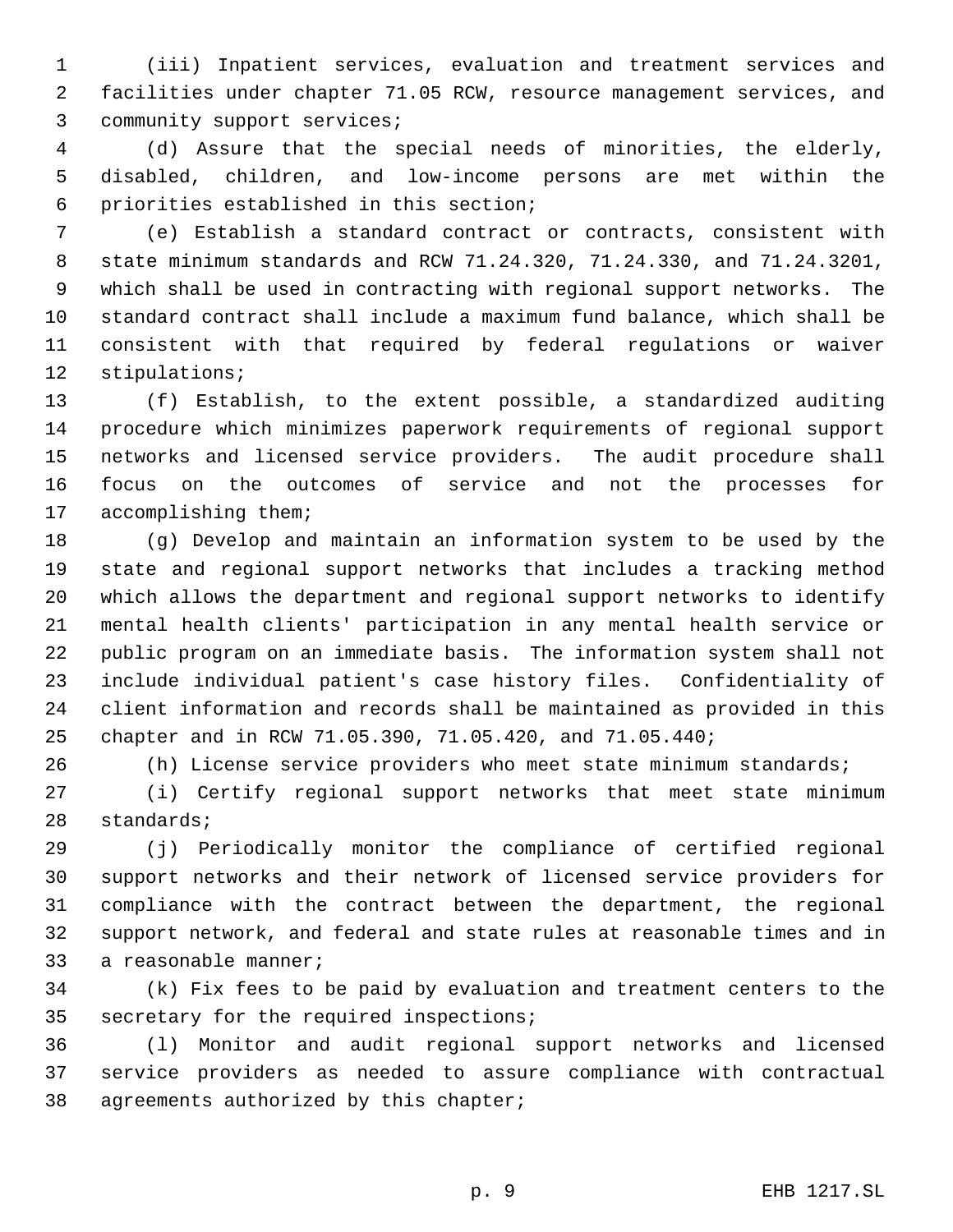(iii) Inpatient services, evaluation and treatment services and facilities under chapter 71.05 RCW, resource management services, and community support services;

(d) Assure that the special needs of minorities, the elderly, disabled, children, and low-income persons are met within the priorities established in this section;

(e) Establish a standard contract or contracts, consistent with state minimum standards and RCW 71.24.320, 71.24.330, and 71.24.3201, which shall be used in contracting with regional support networks. The standard contract shall include a maximum fund balance, which shall be consistent with that required by federal regulations or waiver stipulations;

(f) Establish, to the extent possible, a standardized auditing procedure which minimizes paperwork requirements of regional support networks and licensed service providers. The audit procedure shall focus on the outcomes of service and not the processes for accomplishing them;

(g) Develop and maintain an information system to be used by the state and regional support networks that includes a tracking method which allows the department and regional support networks to identify mental health clients' participation in any mental health service or public program on an immediate basis. The information system shall not include individual patient's case history files. Confidentiality of client information and records shall be maintained as provided in this chapter and in RCW 71.05.390, 71.05.420, and 71.05.440;

(h) License service providers who meet state minimum standards;

(i) Certify regional support networks that meet state minimum standards;

(j) Periodically monitor the compliance of certified regional support networks and their network of licensed service providers for compliance with the contract between the department, the regional support network, and federal and state rules at reasonable times and in a reasonable manner;

(k) Fix fees to be paid by evaluation and treatment centers to the secretary for the required inspections;

(l) Monitor and audit regional support networks and licensed service providers as needed to assure compliance with contractual agreements authorized by this chapter;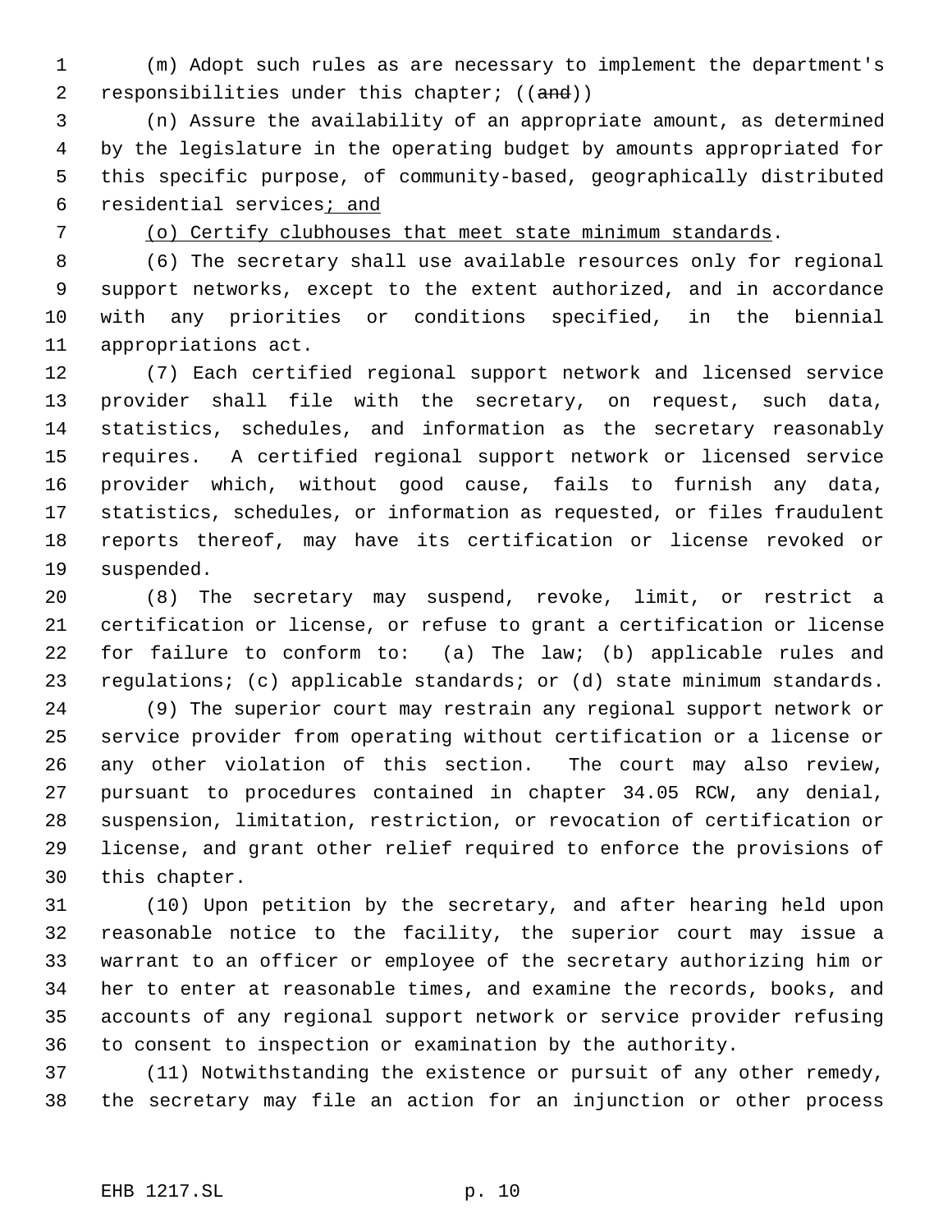(m) Adopt such rules as are necessary to implement the department's responsibilities under this chapter; ((~~and~~))

(n) Assure the availability of an appropriate amount, as determined by the legislature in the operating budget by amounts appropriated for this specific purpose, of community-based, geographically distributed residential services; and

(o) Certify clubhouses that meet state minimum standards.

(6) The secretary shall use available resources only for regional support networks, except to the extent authorized, and in accordance with any priorities or conditions specified, in the biennial appropriations act.

(7) Each certified regional support network and licensed service provider shall file with the secretary, on request, such data, statistics, schedules, and information as the secretary reasonably requires. A certified regional support network or licensed service provider which, without good cause, fails to furnish any data, statistics, schedules, or information as requested, or files fraudulent reports thereof, may have its certification or license revoked or suspended.

(8) The secretary may suspend, revoke, limit, or restrict a certification or license, or refuse to grant a certification or license for failure to conform to: (a) The law; (b) applicable rules and regulations; (c) applicable standards; or (d) state minimum standards.

(9) The superior court may restrain any regional support network or service provider from operating without certification or a license or any other violation of this section. The court may also review, pursuant to procedures contained in chapter 34.05 RCW, any denial, suspension, limitation, restriction, or revocation of certification or license, and grant other relief required to enforce the provisions of this chapter.

(10) Upon petition by the secretary, and after hearing held upon reasonable notice to the facility, the superior court may issue a warrant to an officer or employee of the secretary authorizing him or her to enter at reasonable times, and examine the records, books, and accounts of any regional support network or service provider refusing to consent to inspection or examination by the authority.

(11) Notwithstanding the existence or pursuit of any other remedy, the secretary may file an action for an injunction or other process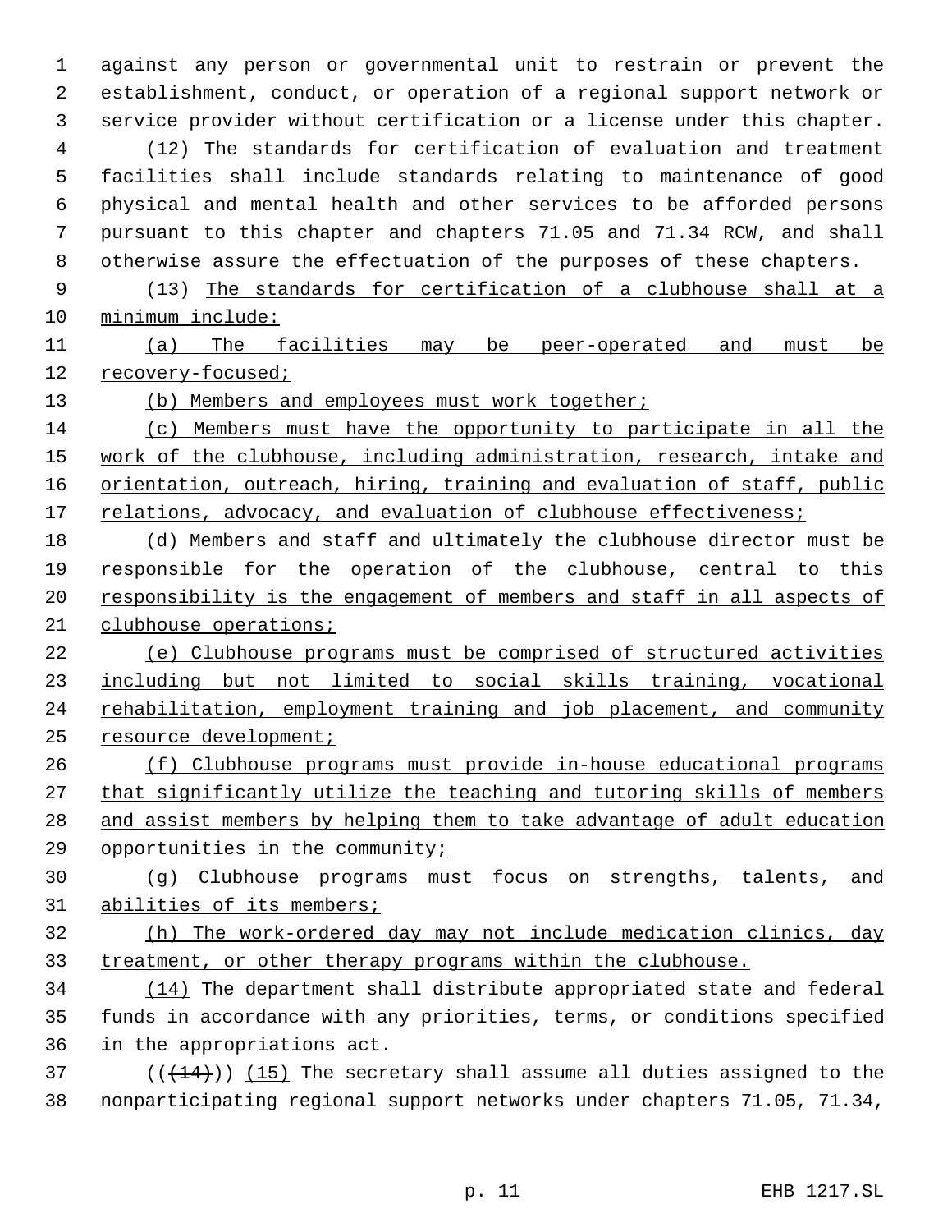against any person or governmental unit to restrain or prevent the establishment, conduct, or operation of a regional support network or service provider without certification or a license under this chapter.

(12) The standards for certification of evaluation and treatment facilities shall include standards relating to maintenance of good physical and mental health and other services to be afforded persons pursuant to this chapter and chapters 71.05 and 71.34 RCW, and shall otherwise assure the effectuation of the purposes of these chapters.

(13) The standards for certification of a clubhouse shall at a minimum include:

(a) The facilities may be peer-operated and must be recovery-focused;

(b) Members and employees must work together;

(c) Members must have the opportunity to participate in all the work of the clubhouse, including administration, research, intake and orientation, outreach, hiring, training and evaluation of staff, public relations, advocacy, and evaluation of clubhouse effectiveness;

(d) Members and staff and ultimately the clubhouse director must be responsible for the operation of the clubhouse, central to this responsibility is the engagement of members and staff in all aspects of clubhouse operations;

(e) Clubhouse programs must be comprised of structured activities including but not limited to social skills training, vocational rehabilitation, employment training and job placement, and community resource development;

(f) Clubhouse programs must provide in-house educational programs that significantly utilize the teaching and tutoring skills of members and assist members by helping them to take advantage of adult education opportunities in the community;

(g) Clubhouse programs must focus on strengths, talents, and abilities of its members;

(h) The work-ordered day may not include medication clinics, day treatment, or other therapy programs within the clubhouse.

(14) The department shall distribute appropriated state and federal funds in accordance with any priorities, terms, or conditions specified in the appropriations act.

(((14))) (15) The secretary shall assume all duties assigned to the nonparticipating regional support networks under chapters 71.05, 71.34,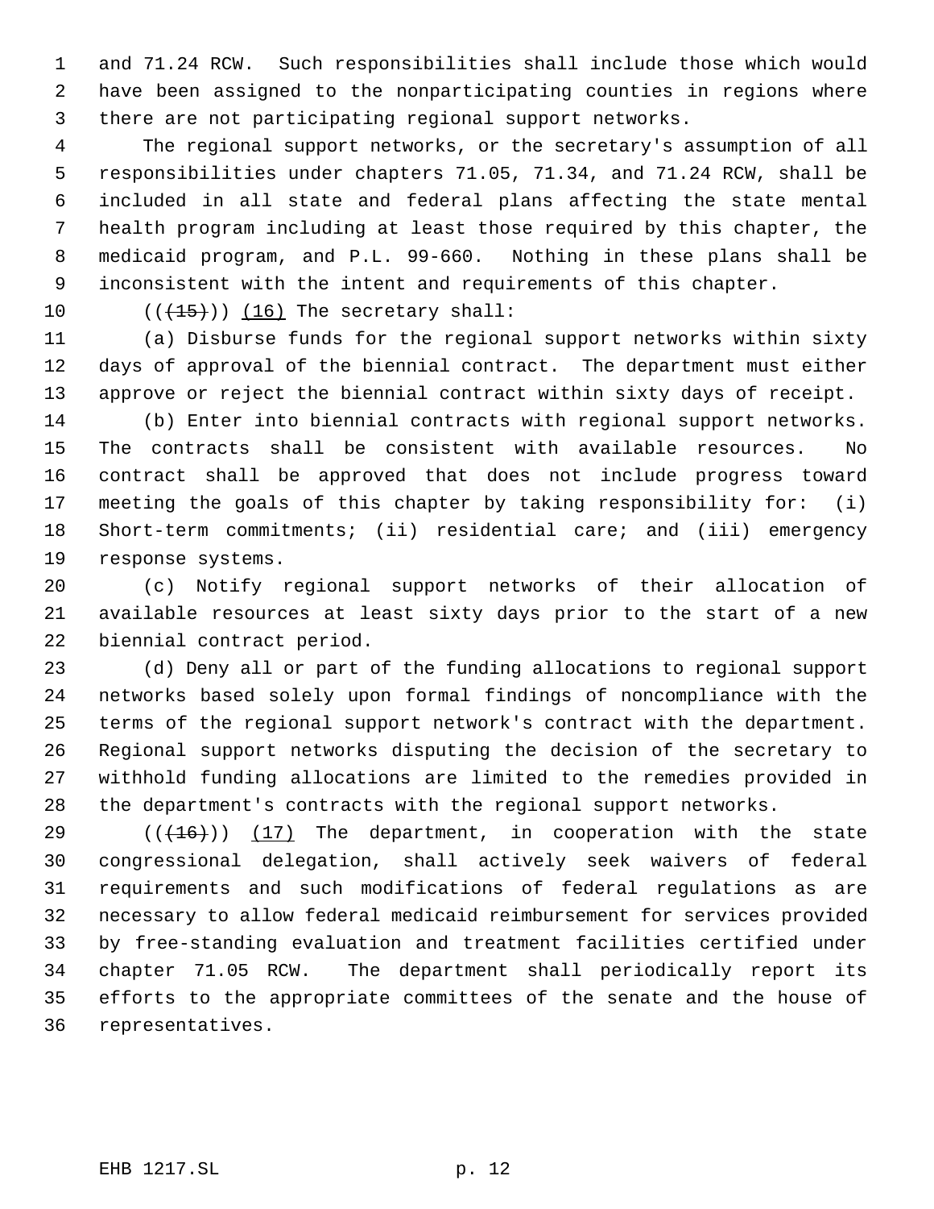and 71.24 RCW. Such responsibilities shall include those which would have been assigned to the nonparticipating counties in regions where there are not participating regional support networks.

The regional support networks, or the secretary's assumption of all responsibilities under chapters 71.05, 71.34, and 71.24 RCW, shall be included in all state and federal plans affecting the state mental health program including at least those required by this chapter, the medicaid program, and P.L. 99-660. Nothing in these plans shall be inconsistent with the intent and requirements of this chapter.

~~((15))~~ (16) The secretary shall:

(a) Disburse funds for the regional support networks within sixty days of approval of the biennial contract. The department must either approve or reject the biennial contract within sixty days of receipt.

(b) Enter into biennial contracts with regional support networks. The contracts shall be consistent with available resources. No contract shall be approved that does not include progress toward meeting the goals of this chapter by taking responsibility for: (i) Short-term commitments; (ii) residential care; and (iii) emergency response systems.

(c) Notify regional support networks of their allocation of available resources at least sixty days prior to the start of a new biennial contract period.

(d) Deny all or part of the funding allocations to regional support networks based solely upon formal findings of noncompliance with the terms of the regional support network's contract with the department. Regional support networks disputing the decision of the secretary to withhold funding allocations are limited to the remedies provided in the department's contracts with the regional support networks.

~~((16))~~ (17) The department, in cooperation with the state congressional delegation, shall actively seek waivers of federal requirements and such modifications of federal regulations as are necessary to allow federal medicaid reimbursement for services provided by free-standing evaluation and treatment facilities certified under chapter 71.05 RCW. The department shall periodically report its efforts to the appropriate committees of the senate and the house of representatives.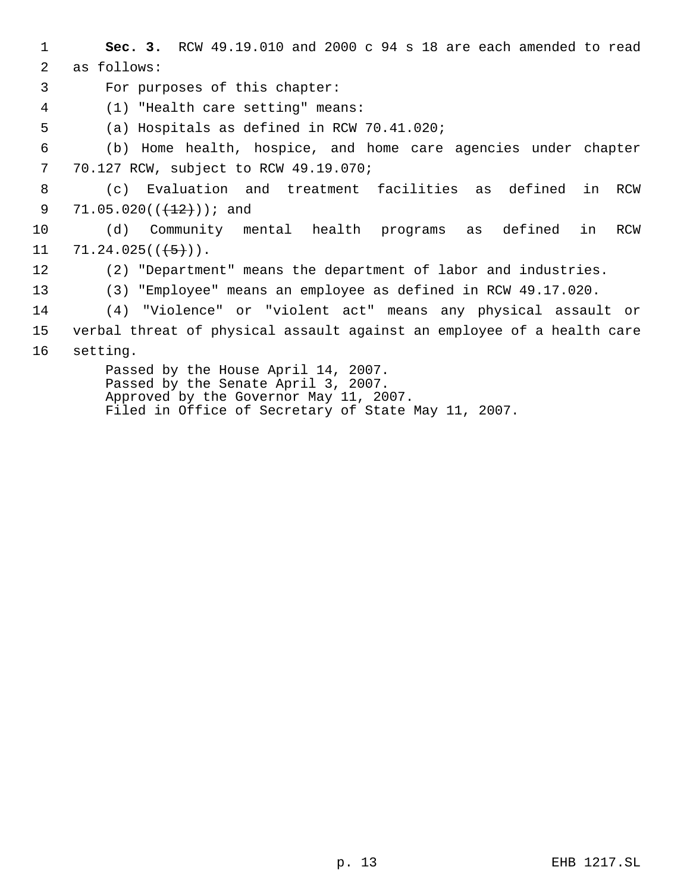**Sec. 3.** RCW 49.19.010 and 2000 c 94 s 18 are each amended to read as follows:

For purposes of this chapter:

(1) "Health care setting" means:

(a) Hospitals as defined in RCW 70.41.020;

(b) Home health, hospice, and home care agencies under chapter 70.127 RCW, subject to RCW 49.19.070;

(c) Evaluation and treatment facilities as defined in RCW 71.05.020((~~(12)~~)); and

(d) Community mental health programs as defined in RCW 71.24.025((~~(5)~~)).

(2) "Department" means the department of labor and industries.

(3) "Employee" means an employee as defined in RCW 49.17.020.

(4) "Violence" or "violent act" means any physical assault or verbal threat of physical assault against an employee of a health care setting.

Passed by the House April 14, 2007.
Passed by the Senate April 3, 2007.
Approved by the Governor May 11, 2007.
Filed in Office of Secretary of State May 11, 2007.